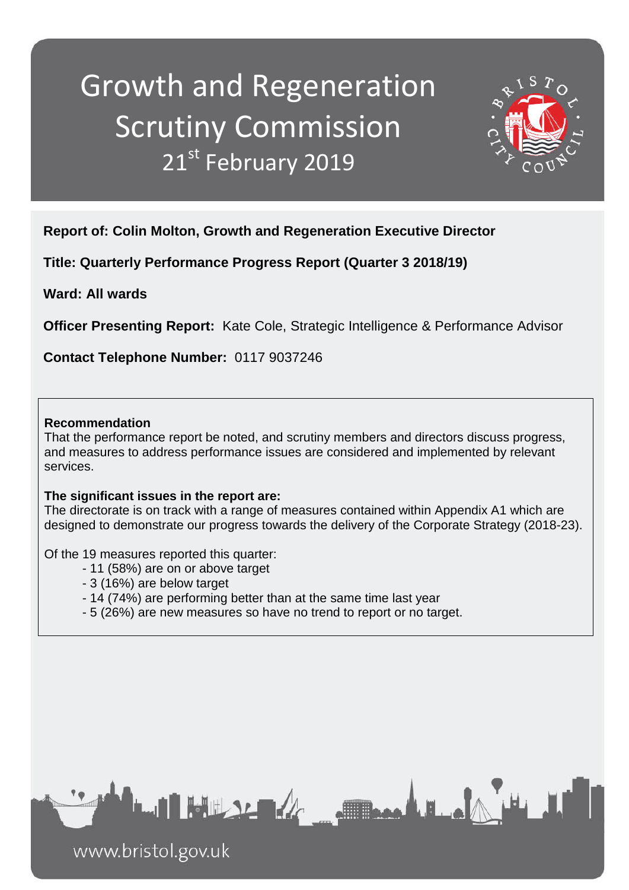# Growth and Regeneration Scrutiny Commission

## 21st February 2019

**Report of: Colin Molton, Growth and Regeneration Executive Director**

**Title: Quarterly Performance Progress Report (Quarter 3 2018/19)**

**Ward: All wards**

**Officer Presenting Report:** Kate Cole, Strategic Intelligence & Performance Advisor

**Contact Telephone Number:** 0117 9037246

**Recommendation**

That the performance report be noted, and scrutiny members and directors discuss progress, and measures to address performance issues are considered and implemented by relevant services.

**The significant issues in the report are:**

The directorate is on track with a range of measures contained within Appendix A1 which are designed to demonstrate our progress towards the delivery of the Corporate Strategy (2018-23).

Of the 19 measures reported this quarter:

- 11 (58%) are on or above target
- 3 (16%) are below target
- 14 (74%) are performing better than at the same time last year
- 5 (26%) are new measures so have no trend to report or no target.

www.bristol.gov.uk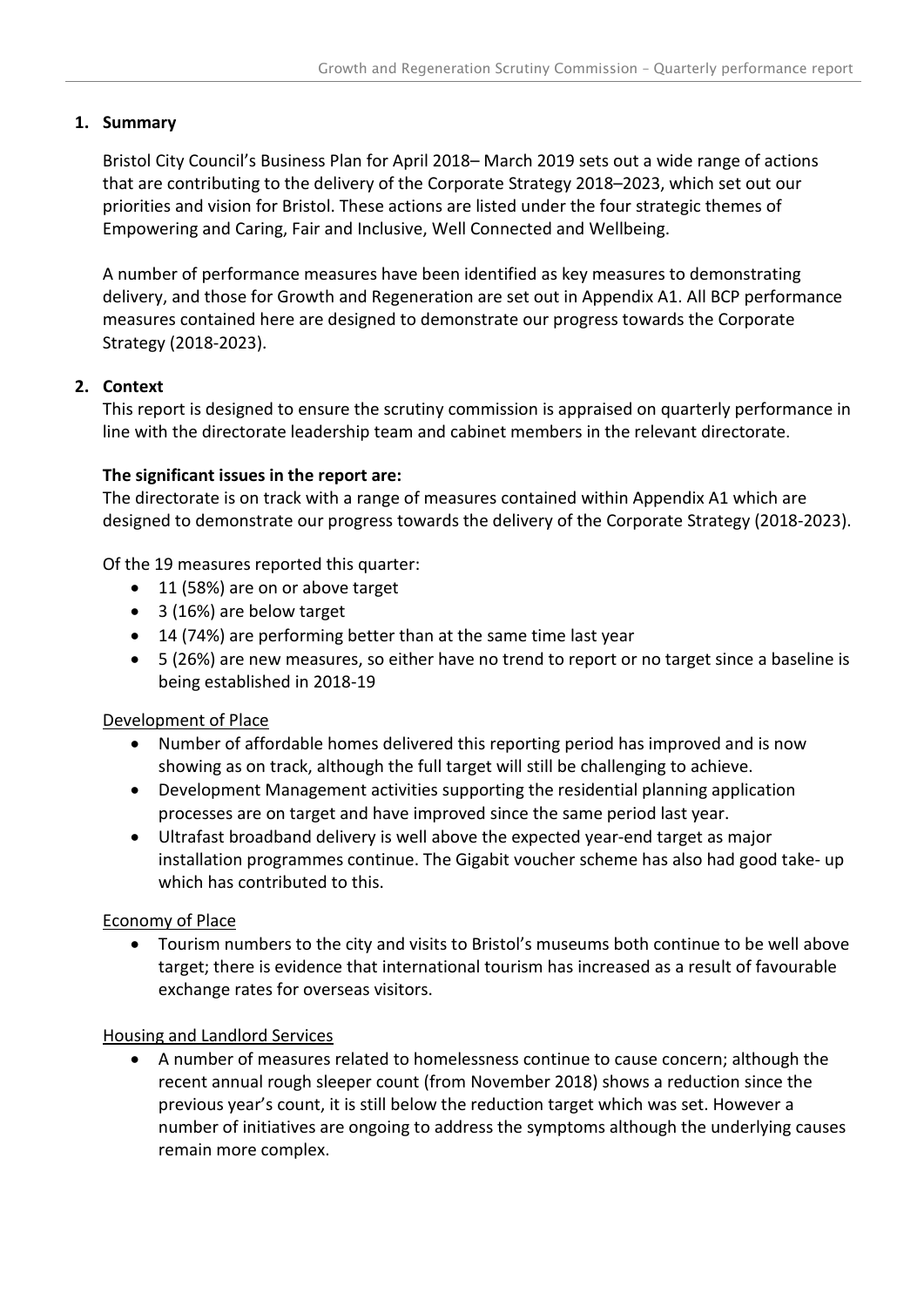## 1. Summary

Bristol City Council's Business Plan for April 2018– March 2019 sets out a wide range of actions that are contributing to the delivery of the Corporate Strategy 2018–2023, which set out our priorities and vision for Bristol. These actions are listed under the four strategic themes of Empowering and Caring, Fair and Inclusive, Well Connected and Wellbeing.

A number of performance measures have been identified as key measures to demonstrating delivery, and those for Growth and Regeneration are set out in Appendix A1. All BCP performance measures contained here are designed to demonstrate our progress towards the Corporate Strategy (2018-2023).

## 2. Context

This report is designed to ensure the scrutiny commission is appraised on quarterly performance in line with the directorate leadership team and cabinet members in the relevant directorate.

**The significant issues in the report are:**

The directorate is on track with a range of measures contained within Appendix A1 which are designed to demonstrate our progress towards the delivery of the Corporate Strategy (2018-2023).

Of the 19 measures reported this quarter:

- 11 (58%) are on or above target
- 3 (16%) are below target
- 14 (74%) are performing better than at the same time last year
- 5 (26%) are new measures, so either have no trend to report or no target since a baseline is being established in 2018-19

Development of Place

- Number of affordable homes delivered this reporting period has improved and is now showing as on track, although the full target will still be challenging to achieve.
- Development Management activities supporting the residential planning application processes are on target and have improved since the same period last year.
- Ultrafast broadband delivery is well above the expected year-end target as major installation programmes continue. The Gigabit voucher scheme has also had good take- up which has contributed to this.

Economy of Place

- Tourism numbers to the city and visits to Bristol's museums both continue to be well above target; there is evidence that international tourism has increased as a result of favourable exchange rates for overseas visitors.

Housing and Landlord Services

- A number of measures related to homelessness continue to cause concern; although the recent annual rough sleeper count (from November 2018) shows a reduction since the previous year's count, it is still below the reduction target which was set. However a number of initiatives are ongoing to address the symptoms although the underlying causes remain more complex.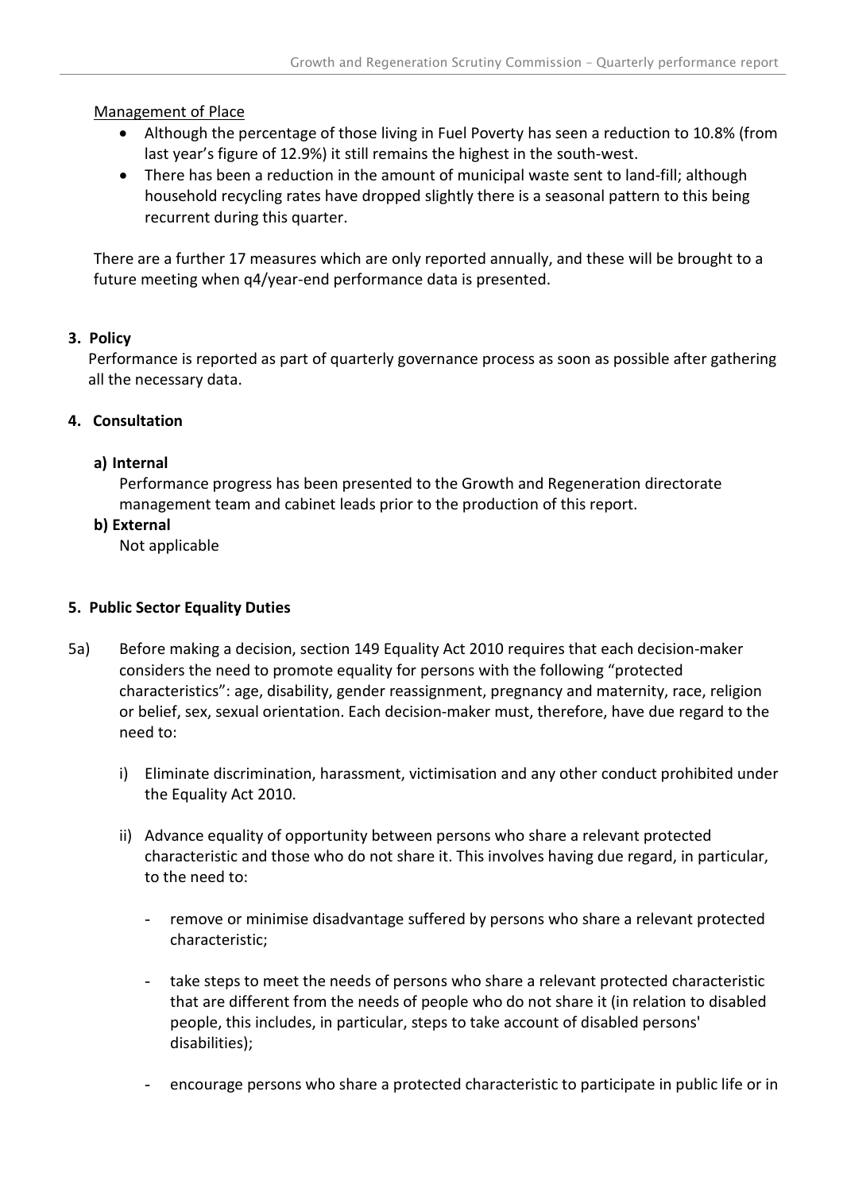Management of Place

- Although the percentage of those living in Fuel Poverty has seen a reduction to 10.8% (from last year's figure of 12.9%) it still remains the highest in the south-west.
- There has been a reduction in the amount of municipal waste sent to land-fill; although household recycling rates have dropped slightly there is a seasonal pattern to this being recurrent during this quarter.

There are a further 17 measures which are only reported annually, and these will be brought to a future meeting when q4/year-end performance data is presented.

## 3. Policy

Performance is reported as part of quarterly governance process as soon as possible after gathering all the necessary data.

## 4. Consultation

### a) Internal

Performance progress has been presented to the Growth and Regeneration directorate management team and cabinet leads prior to the production of this report.

### b) External

Not applicable

## 5. Public Sector Equality Duties

5a) Before making a decision, section 149 Equality Act 2010 requires that each decision-maker considers the need to promote equality for persons with the following "protected characteristics": age, disability, gender reassignment, pregnancy and maternity, race, religion or belief, sex, sexual orientation. Each decision-maker must, therefore, have due regard to the need to:

i) Eliminate discrimination, harassment, victimisation and any other conduct prohibited under the Equality Act 2010.

ii) Advance equality of opportunity between persons who share a relevant protected characteristic and those who do not share it. This involves having due regard, in particular, to the need to:

- remove or minimise disadvantage suffered by persons who share a relevant protected characteristic;

- take steps to meet the needs of persons who share a relevant protected characteristic that are different from the needs of people who do not share it (in relation to disabled people, this includes, in particular, steps to take account of disabled persons' disabilities);

- encourage persons who share a protected characteristic to participate in public life or in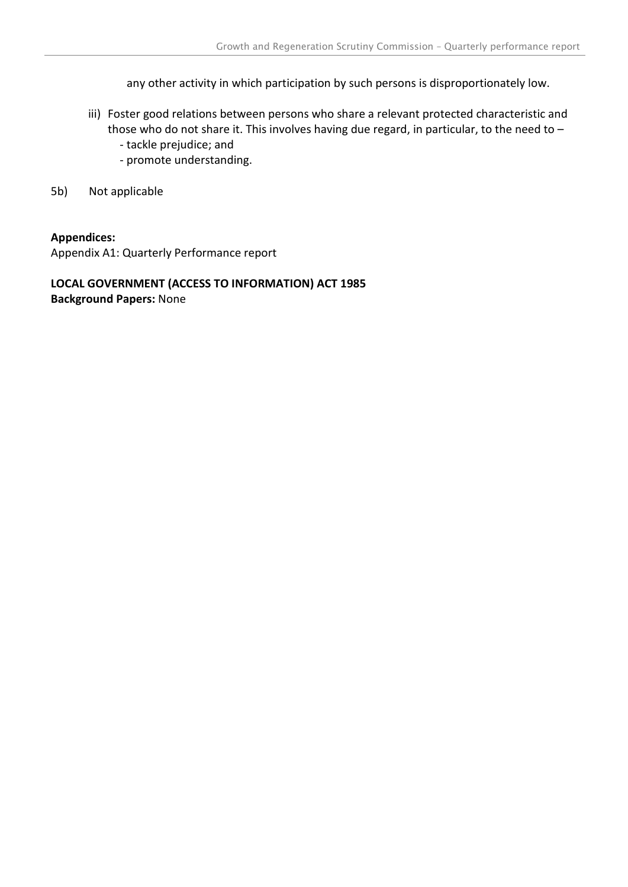any other activity in which participation by such persons is disproportionately low.

iii) Foster good relations between persons who share a relevant protected characteristic and those who do not share it. This involves having due regard, in particular, to the need to –
   - tackle prejudice; and
   - promote understanding.

5b) Not applicable

**Appendices:**
Appendix A1: Quarterly Performance report

**LOCAL GOVERNMENT (ACCESS TO INFORMATION) ACT 1985**
**Background Papers:** None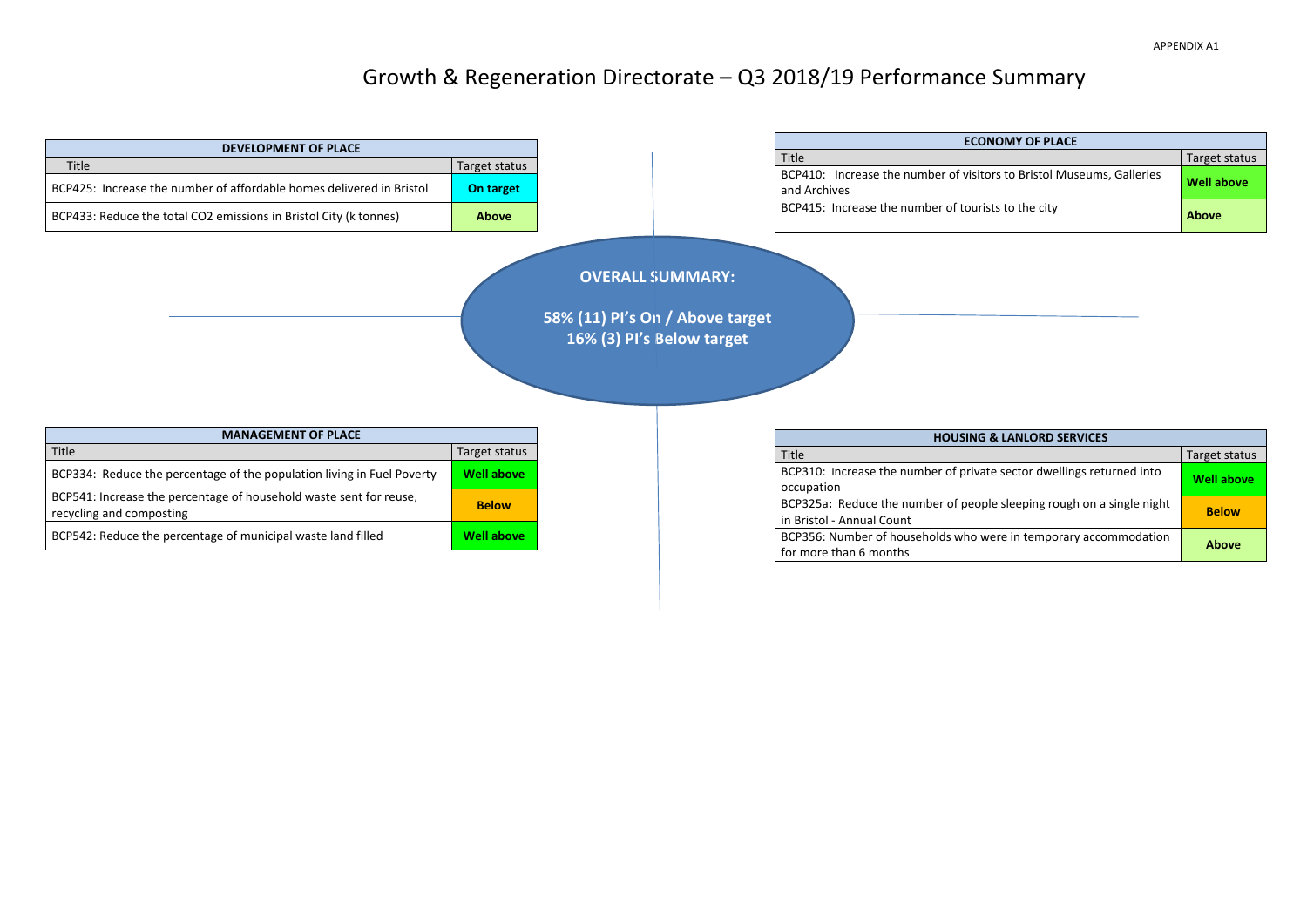APPENDIX A1

# Growth & Regeneration Directorate – Q3 2018/19 Performance Summary

| DEVELOPMENT OF PLACE | |
|---|---|
| Title | Target status |
| BCP425: Increase the number of affordable homes delivered in Bristol | **On target** |
| BCP433: Reduce the total $CO_2$ emissions in Bristol City (k tonnes) | **Above** |

| ECONOMY OF PLACE | |
|---|---|
| Title | Target status |
| BCP410: Increase the number of visitors to Bristol Museums, Galleries and Archives | **Well above** |
| BCP415: Increase the number of tourists to the city | **Above** |

**OVERALL SUMMARY:**

**58% (11) PI's On / Above target**
**16% (3) PI's Below target**

| MANAGEMENT OF PLACE | |
|---|---|
| Title | Target status |
| BCP334: Reduce the percentage of the population living in Fuel Poverty | **Well above** |
| BCP541: Increase the percentage of household waste sent for reuse, recycling and composting | **Below** |
| BCP542: Reduce the percentage of municipal waste land filled | **Well above** |

| HOUSING & LANLORD SERVICES | |
|---|---|
| Title | Target status |
| BCP310: Increase the number of private sector dwellings returned into occupation | **Well above** |
| BCP325a**:** Reduce the number of people sleeping rough on a single night in Bristol - Annual Count | **Below** |
| BCP356: Number of households who were in temporary accommodation for more than 6 months | **Above** |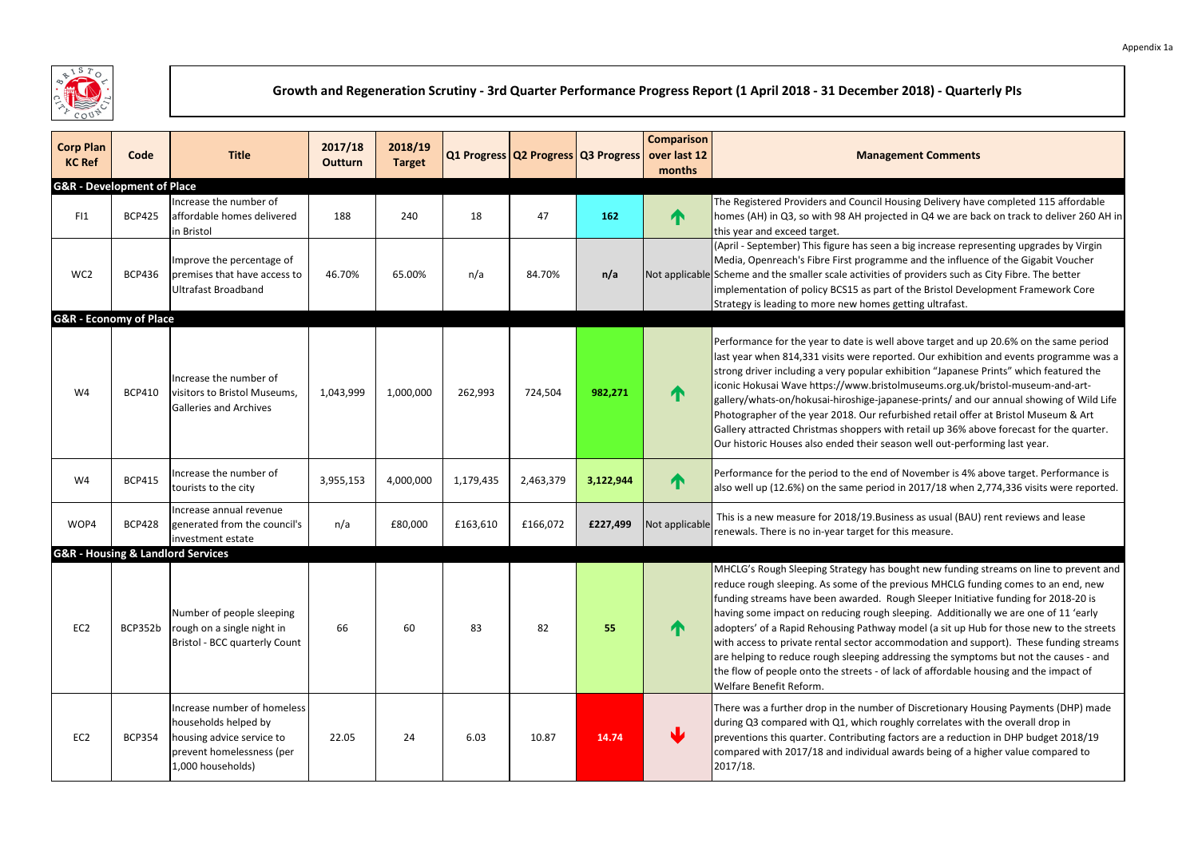Appendix 1a

# Growth and Regeneration Scrutiny - 3rd Quarter Performance Progress Report (1 April 2018 - 31 December 2018) - Quarterly PIs

| Corp Plan KC Ref | Code | Title | 2017/18 Outturn | 2018/19 Target | Q1 Progress | Q2 Progress | Q3 Progress | Comparison over last 12 months | Management Comments |
|---|---|---|---|---|---|---|---|---|---|
| **G&R - Development of Place** | | | | | | | | | |
| FI1 | BCP425 | Increase the number of affordable homes delivered in Bristol | 188 | 240 | 18 | 47 | **162** | ↑ | The Registered Providers and Council Housing Delivery have completed 115 affordable homes (AH) in Q3, so with 98 AH projected in Q4 we are back on track to deliver 260 AH in this year and exceed target. |
| WC2 | BCP436 | Improve the percentage of premises that have access to Ultrafast Broadband | 46.70% | 65.00% | n/a | 84.70% | **n/a** | Not applicable | (April - September) This figure has seen a big increase representing upgrades by Virgin Media, Openreach's Fibre First programme and the influence of the Gigabit Voucher Scheme and the smaller scale activities of providers such as City Fibre. The better implementation of policy BCS15 as part of the Bristol Development Framework Core Strategy is leading to more new homes getting ultrafast. |
| **G&R - Economy of Place** | | | | | | | | | |
| W4 | BCP410 | Increase the number of visitors to Bristol Museums, Galleries and Archives | 1,043,999 | 1,000,000 | 262,993 | 724,504 | **982,271** | ↑ | Performance for the year to date is well above target and up 20.6% on the same period last year when 814,331 visits were reported. Our exhibition and events programme was a strong driver including a very popular exhibition "Japanese Prints" which featured the iconic Hokusai Wave https://www.bristolmuseums.org.uk/bristol-museum-and-art-gallery/whats-on/hokusai-hiroshige-japanese-prints/ and our annual showing of Wild Life Photographer of the year 2018. Our refurbished retail offer at Bristol Museum & Art Gallery attracted Christmas shoppers with retail up 36% above forecast for the quarter. Our historic Houses also ended their season well out-performing last year. |
| W4 | BCP415 | Increase the number of tourists to the city | 3,955,153 | 4,000,000 | 1,179,435 | 2,463,379 | **3,122,944** | ↑ | Performance for the period to the end of November is 4% above target. Performance is also well up (12.6%) on the same period in 2017/18 when 2,774,336 visits were reported. |
| WOP4 | BCP428 | Increase annual revenue generated from the council's investment estate | n/a | £80,000 | £163,610 | £166,072 | **£227,499** | Not applicable | This is a new measure for 2018/19.Business as usual (BAU) rent reviews and lease renewals. There is no in-year target for this measure. |
| **G&R - Housing & Landlord Services** | | | | | | | | | |
| EC2 | BCP352b | Number of people sleeping rough on a single night in Bristol - BCC quarterly Count | 66 | 60 | 83 | 82 | **55** | ↑ | MHCLG's Rough Sleeping Strategy has bought new funding streams on line to prevent and reduce rough sleeping. As some of the previous MHCLG funding comes to an end, new funding streams have been awarded. Rough Sleeper Initiative funding for 2018-20 is having some impact on reducing rough sleeping. Additionally we are one of 11 'early adopters' of a Rapid Rehousing Pathway model (a sit up Hub for those new to the streets with access to private rental sector accommodation and support). These funding streams are helping to reduce rough sleeping addressing the symptoms but not the causes - and the flow of people onto the streets - of lack of affordable housing and the impact of Welfare Benefit Reform. |
| EC2 | BCP354 | Increase number of homeless households helped by housing advice service to prevent homelessness (per 1,000 households) | 22.05 | 24 | 6.03 | 10.87 | **14.74** | ↓ | There was a further drop in the number of Discretionary Housing Payments (DHP) made during Q3 compared with Q1, which roughly correlates with the overall drop in preventions this quarter. Contributing factors are a reduction in DHP budget 2018/19 compared with 2017/18 and individual awards being of a higher value compared to 2017/18. |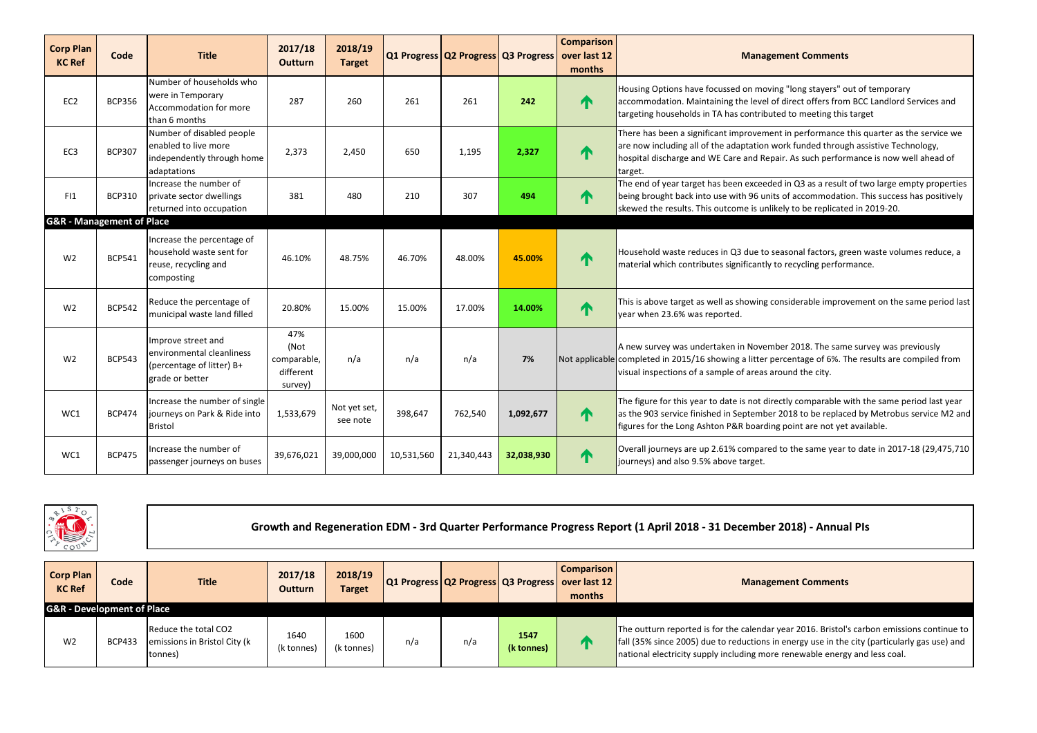| Corp Plan KC Ref | Code | Title | 2017/18 Outturn | 2018/19 Target | Q1 Progress | Q2 Progress | Q3 Progress | Comparison over last 12 months | Management Comments |
|---|---|---|---|---|---|---|---|---|---|
| EC2 | BCP356 | Number of households who were in Temporary Accommodation for more than 6 months | 287 | 260 | 261 | 261 | **242** | ↑ | Housing Options have focussed on moving "long stayers" out of temporary accommodation. Maintaining the level of direct offers from BCC Landlord Services and targeting households in TA has contributed to meeting this target |
| EC3 | BCP307 | Number of disabled people enabled to live more independently through home adaptations | 2,373 | 2,450 | 650 | 1,195 | **2,327** | ↑ | There has been a significant improvement in performance this quarter as the service we are now including all of the adaptation work funded through assistive Technology, hospital discharge and WE Care and Repair. As such performance is now well ahead of target. |
| FI1 | BCP310 | Increase the number of private sector dwellings returned into occupation | 381 | 480 | 210 | 307 | **494** | ↑ | The end of year target has been exceeded in Q3 as a result of two large empty properties being brought back into use with 96 units of accommodation. This success has positively skewed the results. This outcome is unlikely to be replicated in 2019-20. |
| **G&R - Management of Place** | | | | | | | | | |
| W2 | BCP541 | Increase the percentage of household waste sent for reuse, recycling and composting | 46.10% | 48.75% | 46.70% | 48.00% | **45.00%** | ↑ | Household waste reduces in Q3 due to seasonal factors, green waste volumes reduce, a material which contributes significantly to recycling performance. |
| W2 | BCP542 | Reduce the percentage of municipal waste land filled | 20.80% | 15.00% | 15.00% | 17.00% | **14.00%** | ↑ | This is above target as well as showing considerable improvement on the same period last year when 23.6% was reported. |
| W2 | BCP543 | Improve street and environmental cleanliness (percentage of litter) B+ grade or better | 47% (Not comparable, different survey) | n/a | n/a | n/a | **7%** | Not applicable | A new survey was undertaken in November 2018. The same survey was previously completed in 2015/16 showing a litter percentage of 6%. The results are compiled from visual inspections of a sample of areas around the city. |
| WC1 | BCP474 | Increase the number of single journeys on Park & Ride into Bristol | 1,533,679 | Not yet set, see note | 398,647 | 762,540 | **1,092,677** | ↑ | The figure for this year to date is not directly comparable with the same period last year as the 903 service finished in September 2018 to be replaced by Metrobus service M2 and figures for the Long Ashton P&R boarding point are not yet available. |
| WC1 | BCP475 | Increase the number of passenger journeys on buses | 39,676,021 | 39,000,000 | 10,531,560 | 21,340,443 | **32,038,930** | ↑ | Overall journeys are up 2.61% compared to the same year to date in 2017-18 (29,475,710 journeys) and also 9.5% above target. |

## Growth and Regeneration EDM - 3rd Quarter Performance Progress Report (1 April 2018 - 31 December 2018) - Annual PIs

| Corp Plan KC Ref | Code | Title | 2017/18 Outturn | 2018/19 Target | Q1 Progress | Q2 Progress | Q3 Progress | Comparison over last 12 months | Management Comments |
|---|---|---|---|---|---|---|---|---|---|
| **G&R - Development of Place** | | | | | | | | | |
| W2 | BCP433 | Reduce the total $CO_2$ emissions in Bristol City (k tonnes) | 1640 (k tonnes) | 1600 (k tonnes) | n/a | n/a | **1547 (k tonnes)** | ↑ | The outturn reported is for the calendar year 2016. Bristol's carbon emissions continue to fall (35% since 2005) due to reductions in energy use in the city (particularly gas use) and national electricity supply including more renewable energy and less coal. |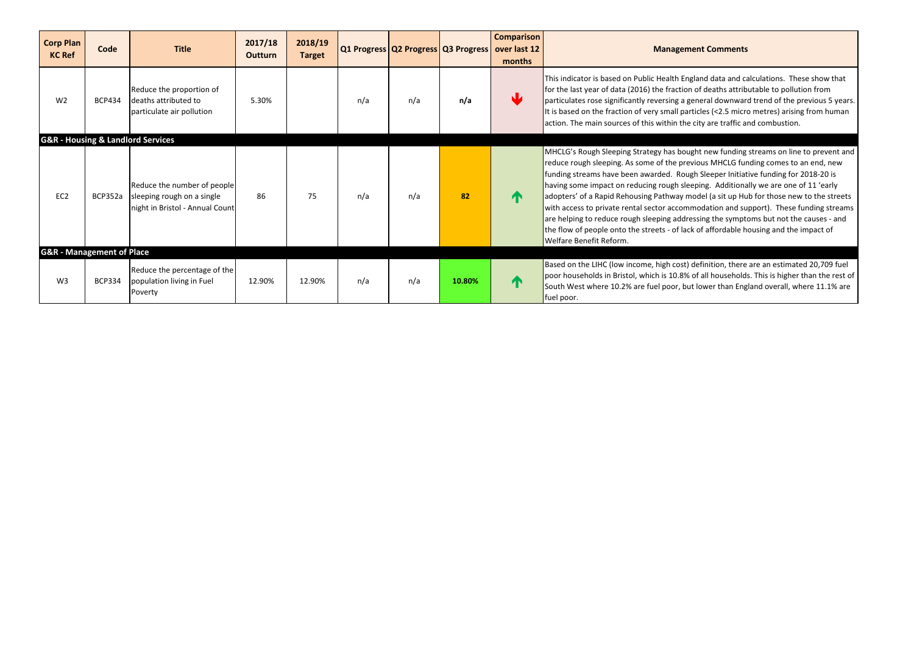| Corp Plan KC Ref | Code | Title | 2017/18 Outturn | 2018/19 Target | Q1 Progress | Q2 Progress | Q3 Progress | Comparison over last 12 months | Management Comments |
|---|---|---|---|---|---|---|---|---|---|
| W2 | BCP434 | Reduce the proportion of deaths attributed to particulate air pollution | 5.30% | | n/a | n/a | n/a | ↓ | This indicator is based on Public Health England data and calculations. These show that for the last year of data (2016) the fraction of deaths attributable to pollution from particulates rose significantly reversing a general downward trend of the previous 5 years. It is based on the fraction of very small particles (<2.5 micro metres) arising from human action. The main sources of this within the city are traffic and combustion. |
| **G&R - Housing & Landlord Services** | | | | | | | | | |
| EC2 | BCP352a | Reduce the number of people sleeping rough on a single night in Bristol - Annual Count | 86 | 75 | n/a | n/a | 82 | ↑ | MHCLG's Rough Sleeping Strategy has bought new funding streams on line to prevent and reduce rough sleeping. As some of the previous MHCLG funding comes to an end, new funding streams have been awarded. Rough Sleeper Initiative funding for 2018-20 is having some impact on reducing rough sleeping. Additionally we are one of 11 'early adopters' of a Rapid Rehousing Pathway model (a sit up Hub for those new to the streets with access to private rental sector accommodation and support). These funding streams are helping to reduce rough sleeping addressing the symptoms but not the causes - and the flow of people onto the streets - of lack of affordable housing and the impact of Welfare Benefit Reform. |
| **G&R - Management of Place** | | | | | | | | | |
| W3 | BCP334 | Reduce the percentage of the population living in Fuel Poverty | 12.90% | 12.90% | n/a | n/a | 10.80% | ↑ | Based on the LIHC (low income, high cost) definition, there are an estimated 20,709 fuel poor households in Bristol, which is 10.8% of all households. This is higher than the rest of South West where 10.2% are fuel poor, but lower than England overall, where 11.1% are fuel poor. |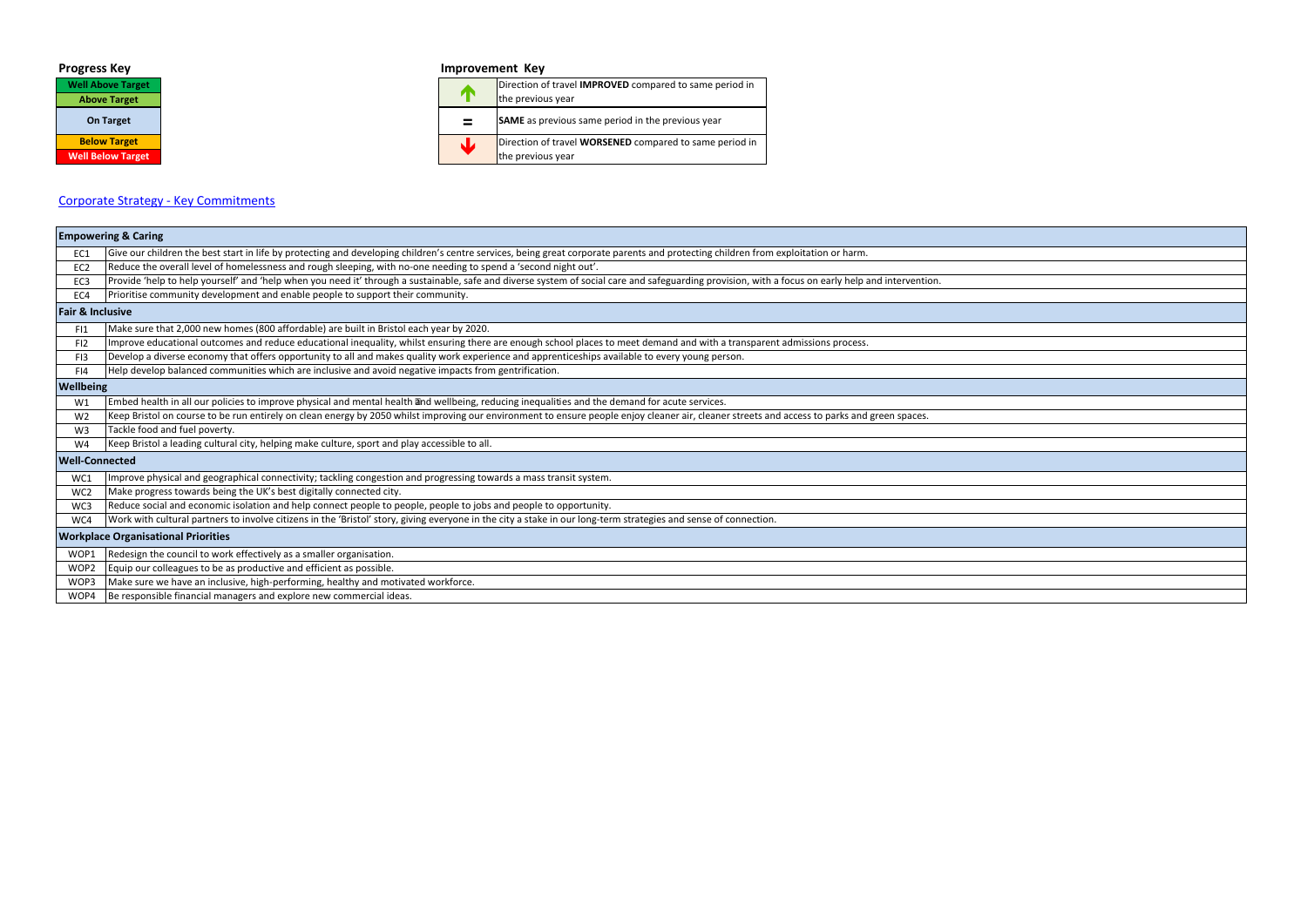**Progress Key**

| |
|---|
| Well Above Target |
| Above Target |
| On Target |
| Below Target |
| Well Below Target |

**Improvement Key**

| | |
|---|---|
| ↑ | Direction of travel **IMPROVED** compared to same period in the previous year |
| = | **SAME** as previous same period in the previous year |
| ↓ | Direction of travel **WORSENED** compared to same period in the previous year |

Corporate Strategy - Key Commitments

| | |
|---|---|
| **Empowering & Caring** | |
| EC1 | Give our children the best start in life by protecting and developing children's centre services, being great corporate parents and protecting children from exploitation or harm. |
| EC2 | Reduce the overall level of homelessness and rough sleeping, with no-one needing to spend a 'second night out'. |
| EC3 | Provide 'help to help yourself' and 'help when you need it' through a sustainable, safe and diverse system of social care and safeguarding provision, with a focus on early help and intervention. |
| EC4 | Prioritise community development and enable people to support their community. |
| **Fair & Inclusive** | |
| FI1 | Make sure that 2,000 new homes (800 affordable) are built in Bristol each year by 2020. |
| FI2 | Improve educational outcomes and reduce educational inequality, whilst ensuring there are enough school places to meet demand and with a transparent admissions process. |
| FI3 | Develop a diverse economy that offers opportunity to all and makes quality work experience and apprenticeships available to every young person. |
| FI4 | Help develop balanced communities which are inclusive and avoid negative impacts from gentrification. |
| **Wellbeing** | |
| W1 | Embed health in all our policies to improve physical and mental health and wellbeing, reducing inequalities and the demand for acute services. |
| W2 | Keep Bristol on course to be run entirely on clean energy by 2050 whilst improving our environment to ensure people enjoy cleaner air, cleaner streets and access to parks and green spaces. |
| W3 | Tackle food and fuel poverty. |
| W4 | Keep Bristol a leading cultural city, helping make culture, sport and play accessible to all. |
| **Well-Connected** | |
| WC1 | Improve physical and geographical connectivity; tackling congestion and progressing towards a mass transit system. |
| WC2 | Make progress towards being the UK's best digitally connected city. |
| WC3 | Reduce social and economic isolation and help connect people to people, people to jobs and people to opportunity. |
| WC4 | Work with cultural partners to involve citizens in the 'Bristol' story, giving everyone in the city a stake in our long-term strategies and sense of connection. |
| **Workplace Organisational Priorities** | |
| WOP1 | Redesign the council to work effectively as a smaller organisation. |
| WOP2 | Equip our colleagues to be as productive and efficient as possible. |
| WOP3 | Make sure we have an inclusive, high-performing, healthy and motivated workforce. |
| WOP4 | Be responsible financial managers and explore new commercial ideas. |